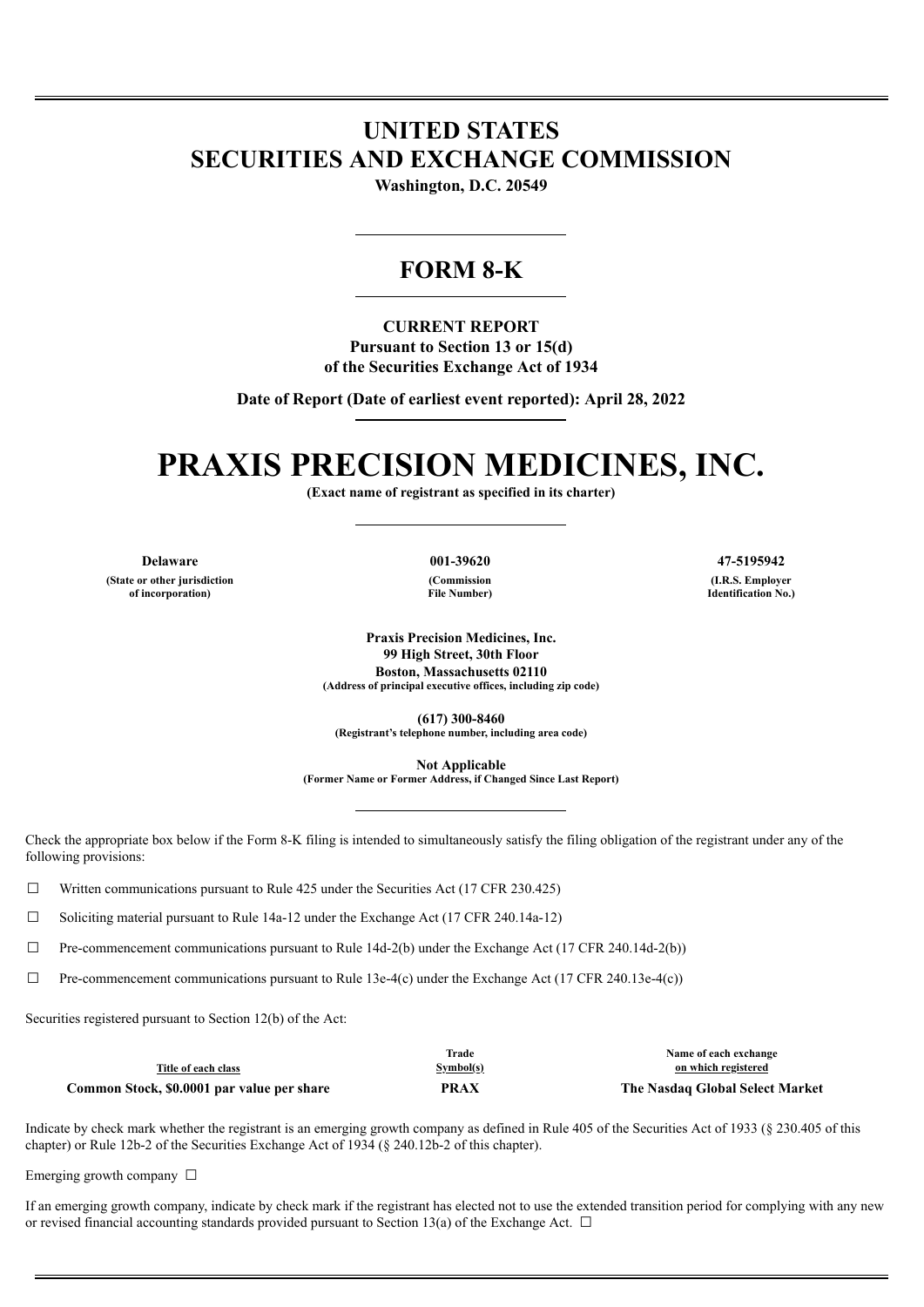# UNITED STATES
# SECURITIES AND EXCHANGE COMMISSION

**Washington, D.C. 20549**

## FORM 8-K

**CURRENT REPORT**
**Pursuant to Section 13 or 15(d)**
**of the Securities Exchange Act of 1934**

**Date of Report (Date of earliest event reported): April 28, 2022**

# PRAXIS PRECISION MEDICINES, INC.

**(Exact name of registrant as specified in its charter)**

| Delaware | 001-39620 | 47-5195942 |
|---|---|---|
| (State or other jurisdiction of incorporation) | (Commission File Number) | (I.R.S. Employer Identification No.) |

**Praxis Precision Medicines, Inc.**
**99 High Street, 30th Floor**
**Boston, Massachusetts 02110**
**(Address of principal executive offices, including zip code)**

**(617) 300-8460**
**(Registrant's telephone number, including area code)**

**Not Applicable**
**(Former Name or Former Address, if Changed Since Last Report)**

Check the appropriate box below if the Form 8-K filing is intended to simultaneously satisfy the filing obligation of the registrant under any of the following provisions:

☐ Written communications pursuant to Rule 425 under the Securities Act (17 CFR 230.425)

☐ Soliciting material pursuant to Rule 14a-12 under the Exchange Act (17 CFR 240.14a-12)

☐ Pre-commencement communications pursuant to Rule 14d-2(b) under the Exchange Act (17 CFR 240.14d-2(b))

☐ Pre-commencement communications pursuant to Rule 13e-4(c) under the Exchange Act (17 CFR 240.13e-4(c))

Securities registered pursuant to Section 12(b) of the Act:

| Title of each class | Trade Symbol(s) | Name of each exchange on which registered |
|---|---|---|
| **Common Stock, $0.0001 par value per share** | **PRAX** | **The Nasdaq Global Select Market** |

Indicate by check mark whether the registrant is an emerging growth company as defined in Rule 405 of the Securities Act of 1933 (§ 230.405 of this chapter) or Rule 12b-2 of the Securities Exchange Act of 1934 (§ 240.12b-2 of this chapter).

Emerging growth company ☐

If an emerging growth company, indicate by check mark if the registrant has elected not to use the extended transition period for complying with any new or revised financial accounting standards provided pursuant to Section 13(a) of the Exchange Act. ☐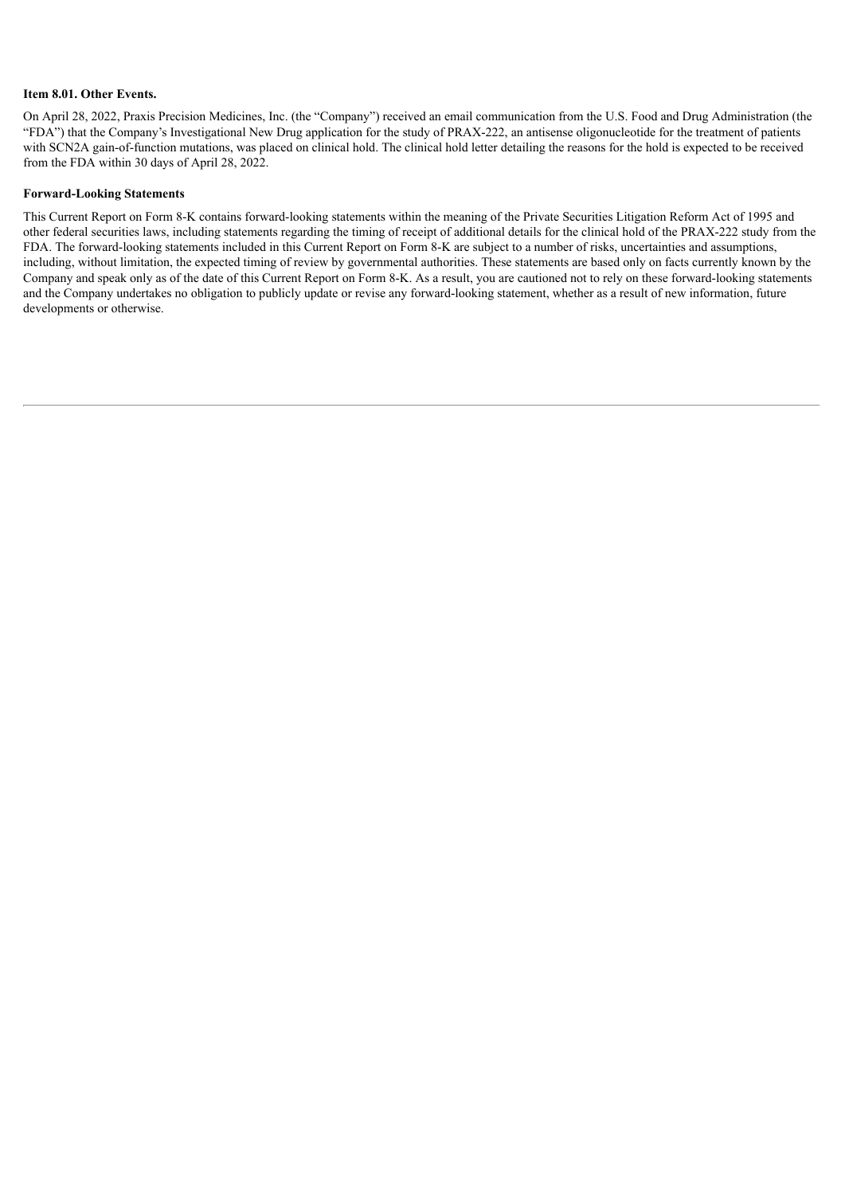**Item 8.01. Other Events.**

On April 28, 2022, Praxis Precision Medicines, Inc. (the "Company") received an email communication from the U.S. Food and Drug Administration (the "FDA") that the Company's Investigational New Drug application for the study of PRAX-222, an antisense oligonucleotide for the treatment of patients with SCN2A gain-of-function mutations, was placed on clinical hold. The clinical hold letter detailing the reasons for the hold is expected to be received from the FDA within 30 days of April 28, 2022.

**Forward-Looking Statements**

This Current Report on Form 8-K contains forward-looking statements within the meaning of the Private Securities Litigation Reform Act of 1995 and other federal securities laws, including statements regarding the timing of receipt of additional details for the clinical hold of the PRAX-222 study from the FDA. The forward-looking statements included in this Current Report on Form 8-K are subject to a number of risks, uncertainties and assumptions, including, without limitation, the expected timing of review by governmental authorities. These statements are based only on facts currently known by the Company and speak only as of the date of this Current Report on Form 8-K. As a result, you are cautioned not to rely on these forward-looking statements and the Company undertakes no obligation to publicly update or revise any forward-looking statement, whether as a result of new information, future developments or otherwise.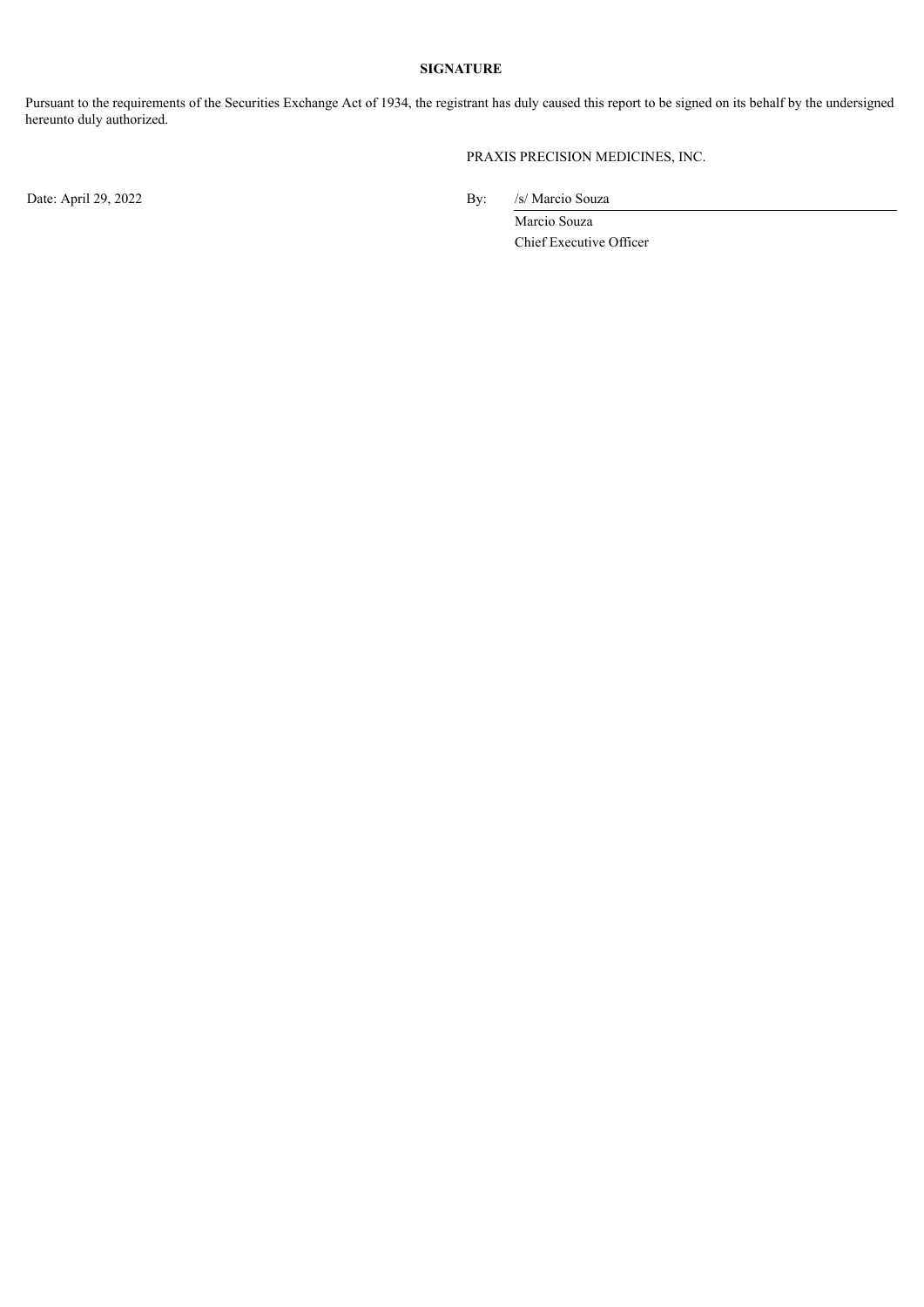**SIGNATURE**

Pursuant to the requirements of the Securities Exchange Act of 1934, the registrant has duly caused this report to be signed on its behalf by the undersigned hereunto duly authorized.

PRAXIS PRECISION MEDICINES, INC.

Date: April 29, 2022

By: /s/ Marcio Souza

Marcio Souza

Chief Executive Officer